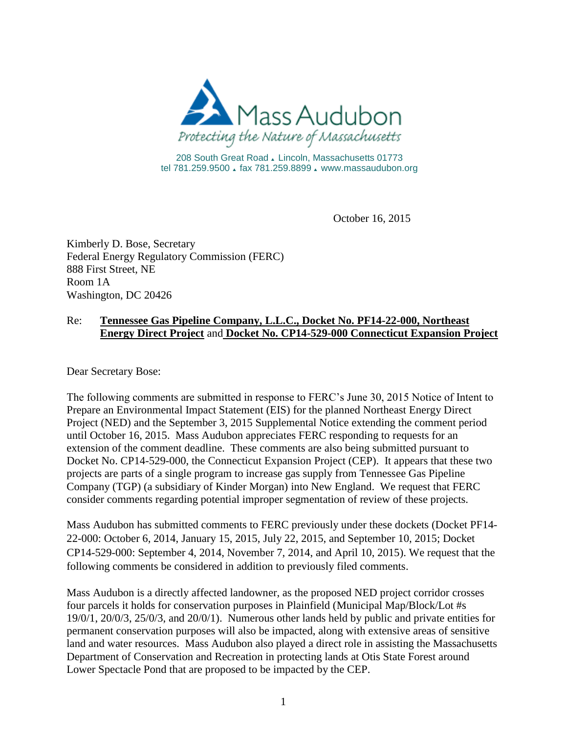Mass Audubon

*Protecting the Nature of Massachusetts*

208 South Great Road ▴ Lincoln, Massachusetts 01773
tel 781.259.9500 ▴ fax 781.259.8899 ▴ www.massaudubon.org

October 16, 2015

Kimberly D. Bose, Secretary
Federal Energy Regulatory Commission (FERC)
888 First Street, NE
Room 1A
Washington, DC 20426

Re: **Tennessee Gas Pipeline Company, L.L.C., Docket No. PF14-22-000, Northeast Energy Direct Project** and **Docket No. CP14-529-000 Connecticut Expansion Project**

Dear Secretary Bose:

The following comments are submitted in response to FERC's June 30, 2015 Notice of Intent to Prepare an Environmental Impact Statement (EIS) for the planned Northeast Energy Direct Project (NED) and the September 3, 2015 Supplemental Notice extending the comment period until October 16, 2015. Mass Audubon appreciates FERC responding to requests for an extension of the comment deadline. These comments are also being submitted pursuant to Docket No. CP14-529-000, the Connecticut Expansion Project (CEP). It appears that these two projects are parts of a single program to increase gas supply from Tennessee Gas Pipeline Company (TGP) (a subsidiary of Kinder Morgan) into New England. We request that FERC consider comments regarding potential improper segmentation of review of these projects.

Mass Audubon has submitted comments to FERC previously under these dockets (Docket PF14-22-000: October 6, 2014, January 15, 2015, July 22, 2015, and September 10, 2015; Docket CP14-529-000: September 4, 2014, November 7, 2014, and April 10, 2015). We request that the following comments be considered in addition to previously filed comments.

Mass Audubon is a directly affected landowner, as the proposed NED project corridor crosses four parcels it holds for conservation purposes in Plainfield (Municipal Map/Block/Lot #s 19/0/1, 20/0/3, 25/0/3, and 20/0/1). Numerous other lands held by public and private entities for permanent conservation purposes will also be impacted, along with extensive areas of sensitive land and water resources. Mass Audubon also played a direct role in assisting the Massachusetts Department of Conservation and Recreation in protecting lands at Otis State Forest around Lower Spectacle Pond that are proposed to be impacted by the CEP.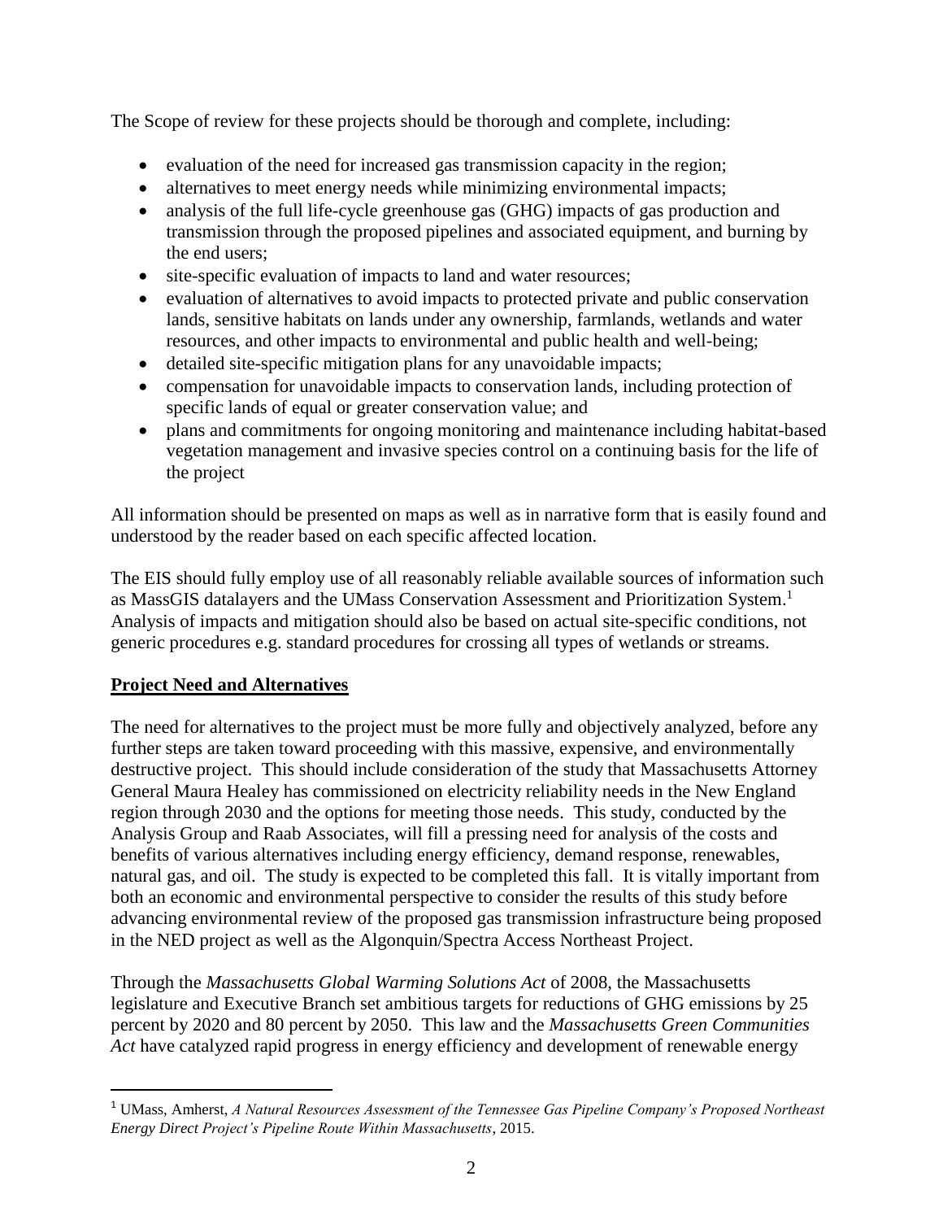The Scope of review for these projects should be thorough and complete, including:

- evaluation of the need for increased gas transmission capacity in the region;
- alternatives to meet energy needs while minimizing environmental impacts;
- analysis of the full life-cycle greenhouse gas (GHG) impacts of gas production and transmission through the proposed pipelines and associated equipment, and burning by the end users;
- site-specific evaluation of impacts to land and water resources;
- evaluation of alternatives to avoid impacts to protected private and public conservation lands, sensitive habitats on lands under any ownership, farmlands, wetlands and water resources, and other impacts to environmental and public health and well-being;
- detailed site-specific mitigation plans for any unavoidable impacts;
- compensation for unavoidable impacts to conservation lands, including protection of specific lands of equal or greater conservation value; and
- plans and commitments for ongoing monitoring and maintenance including habitat-based vegetation management and invasive species control on a continuing basis for the life of the project

All information should be presented on maps as well as in narrative form that is easily found and understood by the reader based on each specific affected location.

The EIS should fully employ use of all reasonably reliable available sources of information such as MassGIS datalayers and the UMass Conservation Assessment and Prioritization System.[1] Analysis of impacts and mitigation should also be based on actual site-specific conditions, not generic procedures e.g. standard procedures for crossing all types of wetlands or streams.

## <u>Project Need and Alternatives</u>

The need for alternatives to the project must be more fully and objectively analyzed, before any further steps are taken toward proceeding with this massive, expensive, and environmentally destructive project. This should include consideration of the study that Massachusetts Attorney General Maura Healey has commissioned on electricity reliability needs in the New England region through 2030 and the options for meeting those needs. This study, conducted by the Analysis Group and Raab Associates, will fill a pressing need for analysis of the costs and benefits of various alternatives including energy efficiency, demand response, renewables, natural gas, and oil. The study is expected to be completed this fall. It is vitally important from both an economic and environmental perspective to consider the results of this study before advancing environmental review of the proposed gas transmission infrastructure being proposed in the NED project as well as the Algonquin/Spectra Access Northeast Project.

Through the *Massachusetts Global Warming Solutions Act* of 2008, the Massachusetts legislature and Executive Branch set ambitious targets for reductions of GHG emissions by 25 percent by 2020 and 80 percent by 2050. This law and the *Massachusetts Green Communities Act* have catalyzed rapid progress in energy efficiency and development of renewable energy

---

[1] UMass, Amherst, *A Natural Resources Assessment of the Tennessee Gas Pipeline Company's Proposed Northeast Energy Direct Project's Pipeline Route Within Massachusetts*, 2015.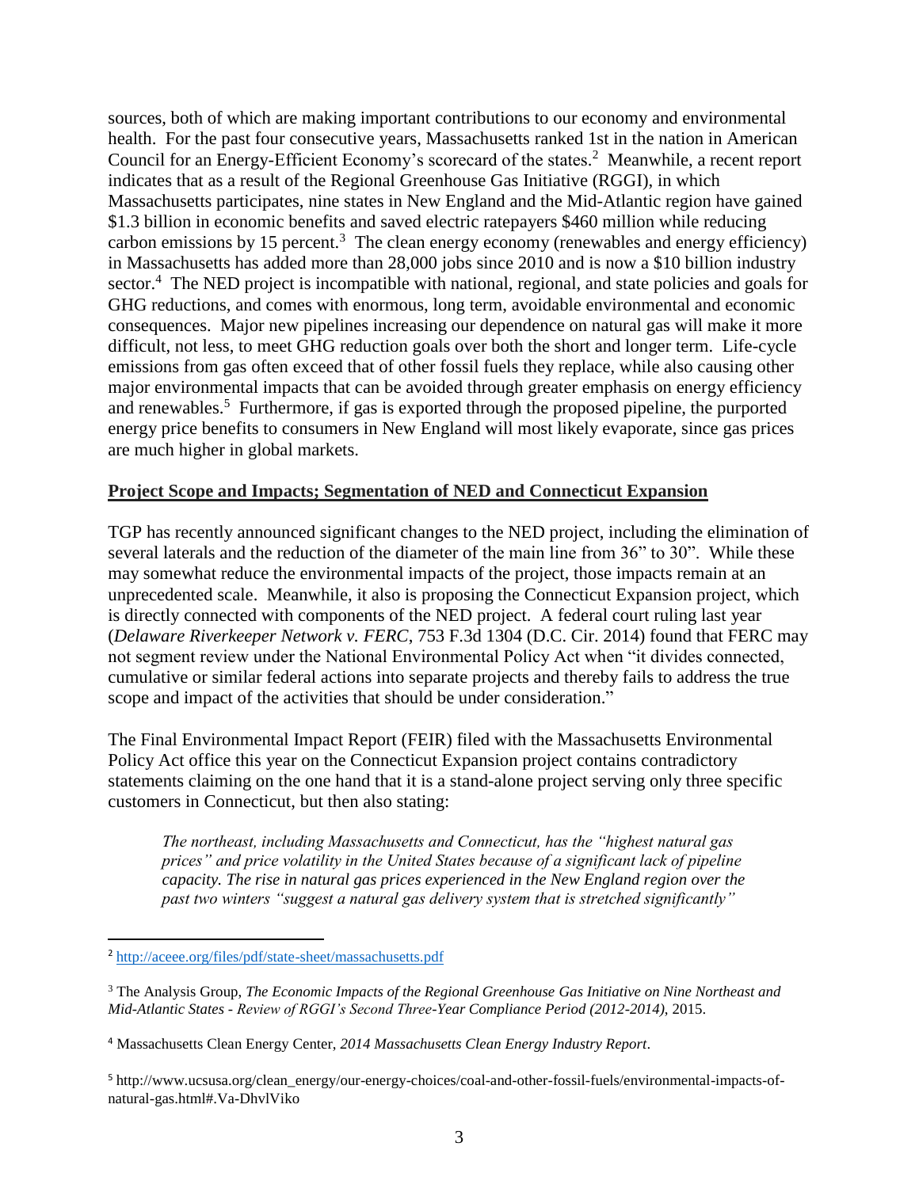sources, both of which are making important contributions to our economy and environmental health. For the past four consecutive years, Massachusetts ranked 1st in the nation in American Council for an Energy-Efficient Economy's scorecard of the states.[2] Meanwhile, a recent report indicates that as a result of the Regional Greenhouse Gas Initiative (RGGI), in which Massachusetts participates, nine states in New England and the Mid-Atlantic region have gained $1.3 billion in economic benefits and saved electric ratepayers $460 million while reducing carbon emissions by 15 percent.[3] The clean energy economy (renewables and energy efficiency) in Massachusetts has added more than 28,000 jobs since 2010 and is now a $10 billion industry sector.[4] The NED project is incompatible with national, regional, and state policies and goals for GHG reductions, and comes with enormous, long term, avoidable environmental and economic consequences. Major new pipelines increasing our dependence on natural gas will make it more difficult, not less, to meet GHG reduction goals over both the short and longer term. Life-cycle emissions from gas often exceed that of other fossil fuels they replace, while also causing other major environmental impacts that can be avoided through greater emphasis on energy efficiency and renewables.[5] Furthermore, if gas is exported through the proposed pipeline, the purported energy price benefits to consumers in New England will most likely evaporate, since gas prices are much higher in global markets.

**Project Scope and Impacts; Segmentation of NED and Connecticut Expansion**

TGP has recently announced significant changes to the NED project, including the elimination of several laterals and the reduction of the diameter of the main line from 36" to 30". While these may somewhat reduce the environmental impacts of the project, those impacts remain at an unprecedented scale. Meanwhile, it also is proposing the Connecticut Expansion project, which is directly connected with components of the NED project. A federal court ruling last year (*Delaware Riverkeeper Network v. FERC*, 753 F.3d 1304 (D.C. Cir. 2014) found that FERC may not segment review under the National Environmental Policy Act when "it divides connected, cumulative or similar federal actions into separate projects and thereby fails to address the true scope and impact of the activities that should be under consideration."

The Final Environmental Impact Report (FEIR) filed with the Massachusetts Environmental Policy Act office this year on the Connecticut Expansion project contains contradictory statements claiming on the one hand that it is a stand-alone project serving only three specific customers in Connecticut, but then also stating:

> *The northeast, including Massachusetts and Connecticut, has the "highest natural gas prices" and price volatility in the United States because of a significant lack of pipeline capacity. The rise in natural gas prices experienced in the New England region over the past two winters "suggest a natural gas delivery system that is stretched significantly"*

---

[2] http://aceee.org/files/pdf/state-sheet/massachusetts.pdf

[3] The Analysis Group, *The Economic Impacts of the Regional Greenhouse Gas Initiative on Nine Northeast and Mid-Atlantic States - Review of RGGI's Second Three-Year Compliance Period (2012-2014)*, 2015.

[4] Massachusetts Clean Energy Center, *2014 Massachusetts Clean Energy Industry Report*.

[5] http://www.ucsusa.org/clean_energy/our-energy-choices/coal-and-other-fossil-fuels/environmental-impacts-of-natural-gas.html#.Va-DhvlViko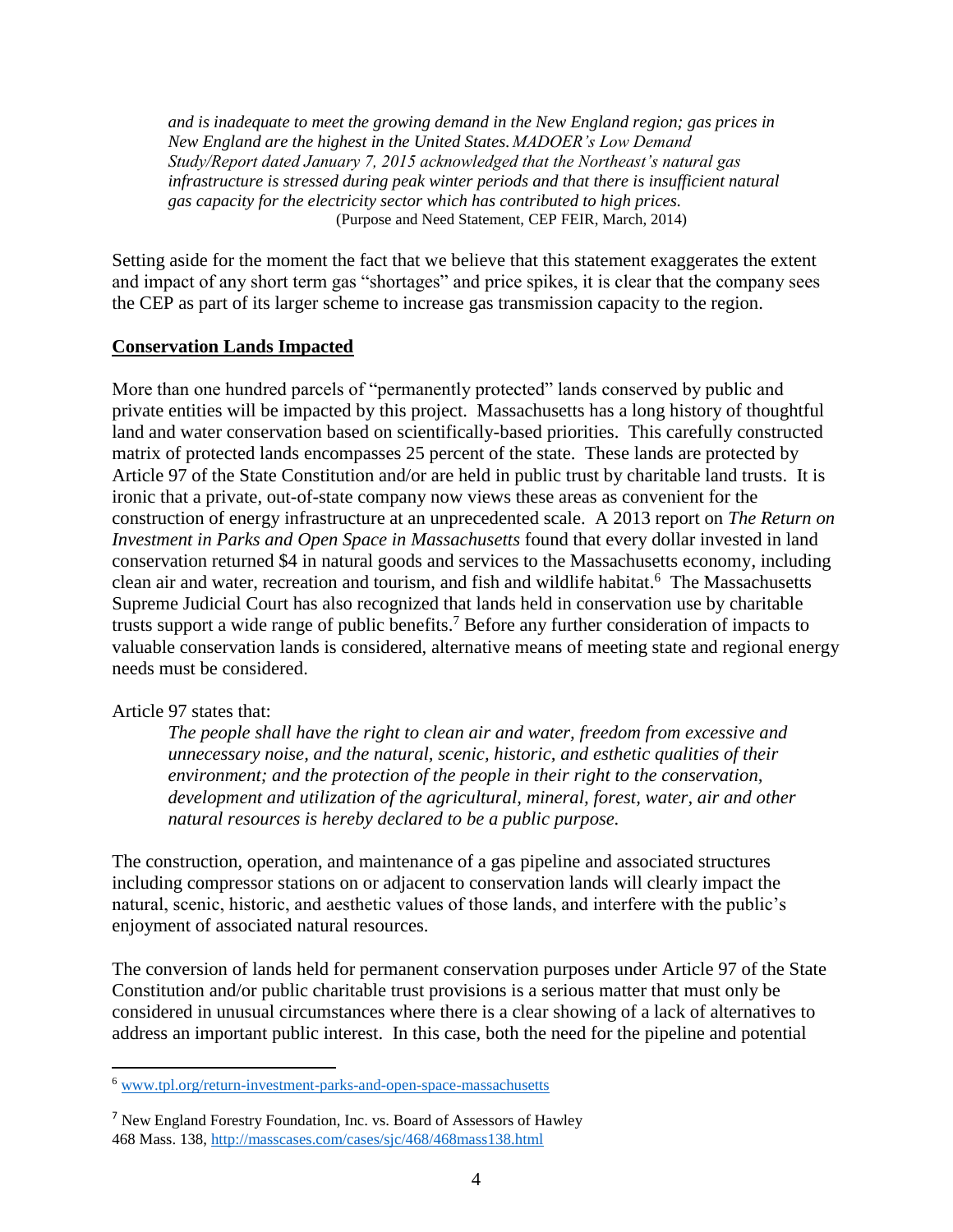> *and is inadequate to meet the growing demand in the New England region; gas prices in New England are the highest in the United States. MADOER's Low Demand Study/Report dated January 7, 2015 acknowledged that the Northeast's natural gas infrastructure is stressed during peak winter periods and that there is insufficient natural gas capacity for the electricity sector which has contributed to high prices.*
> (Purpose and Need Statement, CEP FEIR, March, 2014)

Setting aside for the moment the fact that we believe that this statement exaggerates the extent and impact of any short term gas "shortages" and price spikes, it is clear that the company sees the CEP as part of its larger scheme to increase gas transmission capacity to the region.

**Conservation Lands Impacted**

More than one hundred parcels of "permanently protected" lands conserved by public and private entities will be impacted by this project. Massachusetts has a long history of thoughtful land and water conservation based on scientifically-based priorities. This carefully constructed matrix of protected lands encompasses 25 percent of the state. These lands are protected by Article 97 of the State Constitution and/or are held in public trust by charitable land trusts. It is ironic that a private, out-of-state company now views these areas as convenient for the construction of energy infrastructure at an unprecedented scale. A 2013 report on *The Return on Investment in Parks and Open Space in Massachusetts* found that every dollar invested in land conservation returned $4 in natural goods and services to the Massachusetts economy, including clean air and water, recreation and tourism, and fish and wildlife habitat.[6] The Massachusetts Supreme Judicial Court has also recognized that lands held in conservation use by charitable trusts support a wide range of public benefits.[7] Before any further consideration of impacts to valuable conservation lands is considered, alternative means of meeting state and regional energy needs must be considered.

Article 97 states that:

> *The people shall have the right to clean air and water, freedom from excessive and unnecessary noise, and the natural, scenic, historic, and esthetic qualities of their environment; and the protection of the people in their right to the conservation, development and utilization of the agricultural, mineral, forest, water, air and other natural resources is hereby declared to be a public purpose.*

The construction, operation, and maintenance of a gas pipeline and associated structures including compressor stations on or adjacent to conservation lands will clearly impact the natural, scenic, historic, and aesthetic values of those lands, and interfere with the public's enjoyment of associated natural resources.

The conversion of lands held for permanent conservation purposes under Article 97 of the State Constitution and/or public charitable trust provisions is a serious matter that must only be considered in unusual circumstances where there is a clear showing of a lack of alternatives to address an important public interest. In this case, both the need for the pipeline and potential

---

[6] www.tpl.org/return-investment-parks-and-open-space-massachusetts

[7] New England Forestry Foundation, Inc. vs. Board of Assessors of Hawley 468 Mass. 138, http://masscases.com/cases/sjc/468/468mass138.html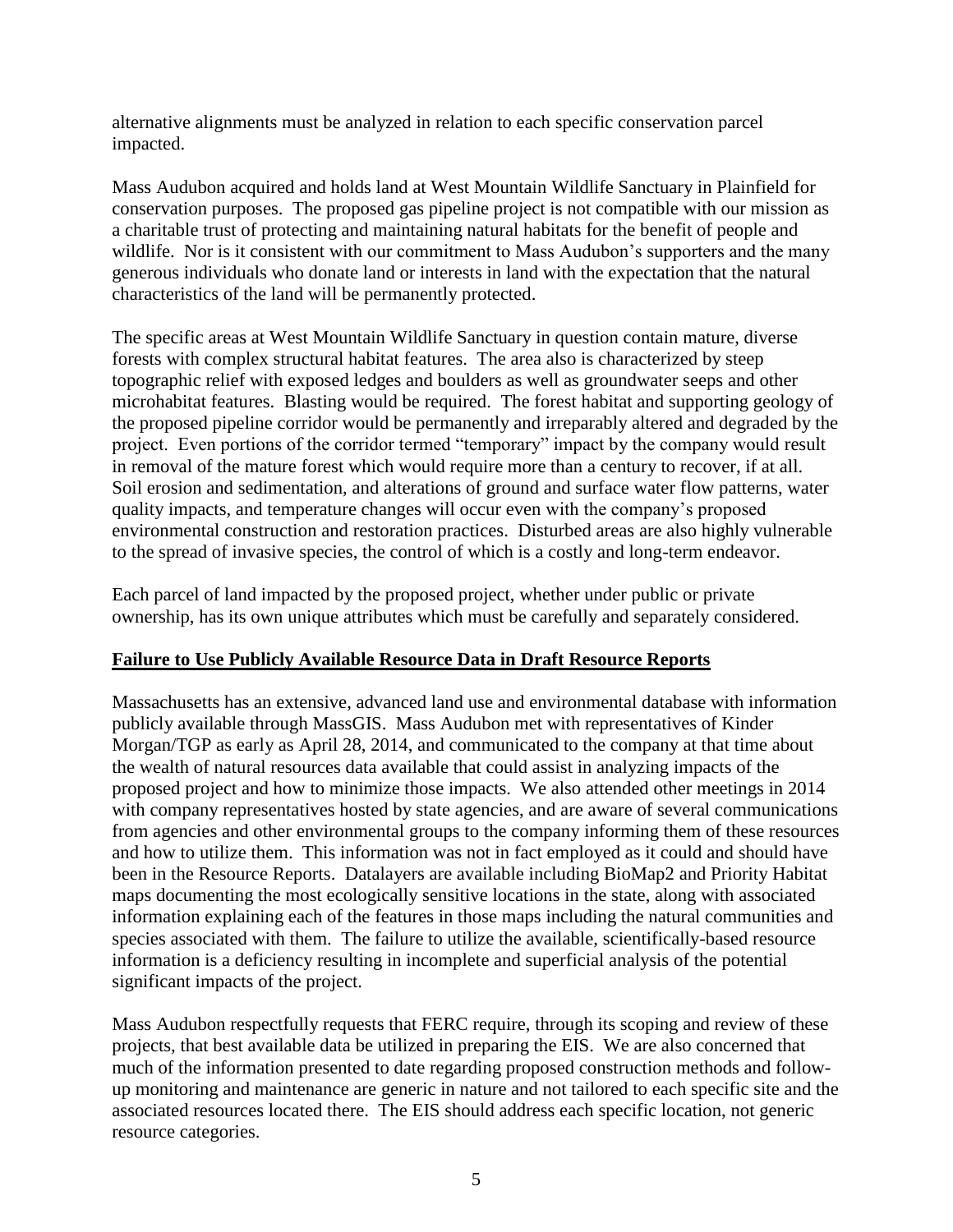alternative alignments must be analyzed in relation to each specific conservation parcel impacted.

Mass Audubon acquired and holds land at West Mountain Wildlife Sanctuary in Plainfield for conservation purposes. The proposed gas pipeline project is not compatible with our mission as a charitable trust of protecting and maintaining natural habitats for the benefit of people and wildlife. Nor is it consistent with our commitment to Mass Audubon's supporters and the many generous individuals who donate land or interests in land with the expectation that the natural characteristics of the land will be permanently protected.

The specific areas at West Mountain Wildlife Sanctuary in question contain mature, diverse forests with complex structural habitat features. The area also is characterized by steep topographic relief with exposed ledges and boulders as well as groundwater seeps and other microhabitat features. Blasting would be required. The forest habitat and supporting geology of the proposed pipeline corridor would be permanently and irreparably altered and degraded by the project. Even portions of the corridor termed "temporary" impact by the company would result in removal of the mature forest which would require more than a century to recover, if at all. Soil erosion and sedimentation, and alterations of ground and surface water flow patterns, water quality impacts, and temperature changes will occur even with the company's proposed environmental construction and restoration practices. Disturbed areas are also highly vulnerable to the spread of invasive species, the control of which is a costly and long-term endeavor.

Each parcel of land impacted by the proposed project, whether under public or private ownership, has its own unique attributes which must be carefully and separately considered.

**Failure to Use Publicly Available Resource Data in Draft Resource Reports**

Massachusetts has an extensive, advanced land use and environmental database with information publicly available through MassGIS. Mass Audubon met with representatives of Kinder Morgan/TGP as early as April 28, 2014, and communicated to the company at that time about the wealth of natural resources data available that could assist in analyzing impacts of the proposed project and how to minimize those impacts. We also attended other meetings in 2014 with company representatives hosted by state agencies, and are aware of several communications from agencies and other environmental groups to the company informing them of these resources and how to utilize them. This information was not in fact employed as it could and should have been in the Resource Reports. Datalayers are available including BioMap2 and Priority Habitat maps documenting the most ecologically sensitive locations in the state, along with associated information explaining each of the features in those maps including the natural communities and species associated with them. The failure to utilize the available, scientifically-based resource information is a deficiency resulting in incomplete and superficial analysis of the potential significant impacts of the project.

Mass Audubon respectfully requests that FERC require, through its scoping and review of these projects, that best available data be utilized in preparing the EIS. We are also concerned that much of the information presented to date regarding proposed construction methods and follow-up monitoring and maintenance are generic in nature and not tailored to each specific site and the associated resources located there. The EIS should address each specific location, not generic resource categories.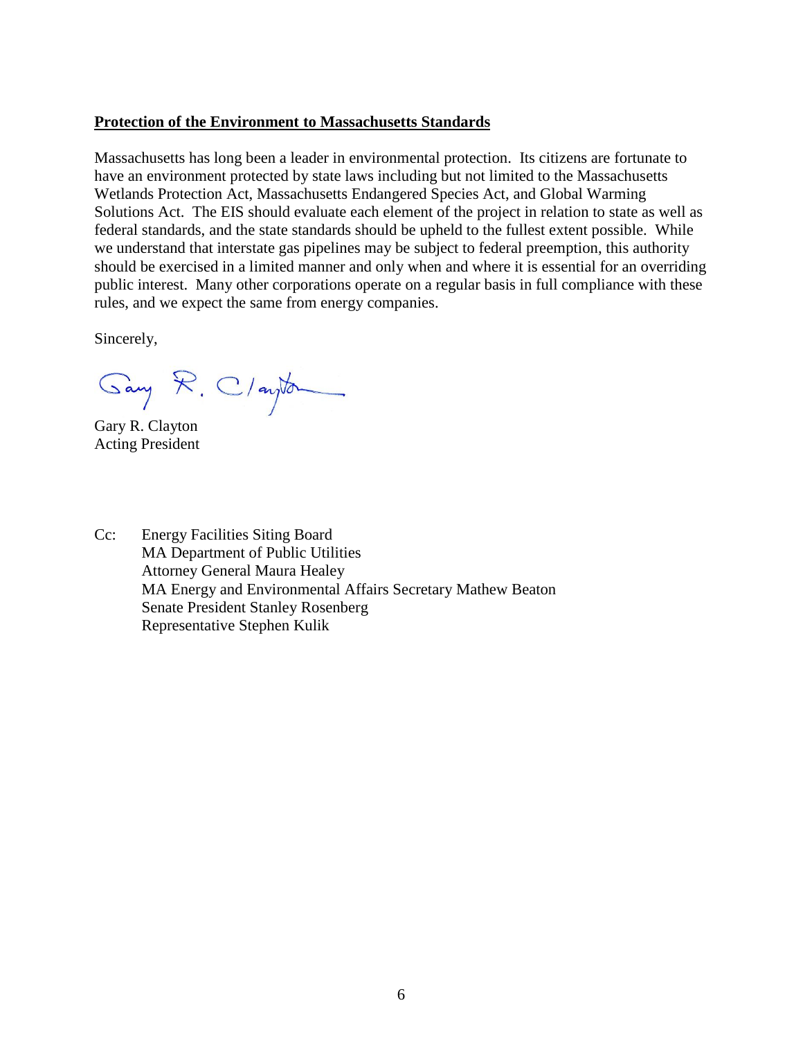**Protection of the Environment to Massachusetts Standards**

Massachusetts has long been a leader in environmental protection. Its citizens are fortunate to have an environment protected by state laws including but not limited to the Massachusetts Wetlands Protection Act, Massachusetts Endangered Species Act, and Global Warming Solutions Act. The EIS should evaluate each element of the project in relation to state as well as federal standards, and the state standards should be upheld to the fullest extent possible. While we understand that interstate gas pipelines may be subject to federal preemption, this authority should be exercised in a limited manner and only when and where it is essential for an overriding public interest. Many other corporations operate on a regular basis in full compliance with these rules, and we expect the same from energy companies.

Sincerely,

Gary R. Clayton
Acting President

Cc: Energy Facilities Siting Board
MA Department of Public Utilities
Attorney General Maura Healey
MA Energy and Environmental Affairs Secretary Mathew Beaton
Senate President Stanley Rosenberg
Representative Stephen Kulik